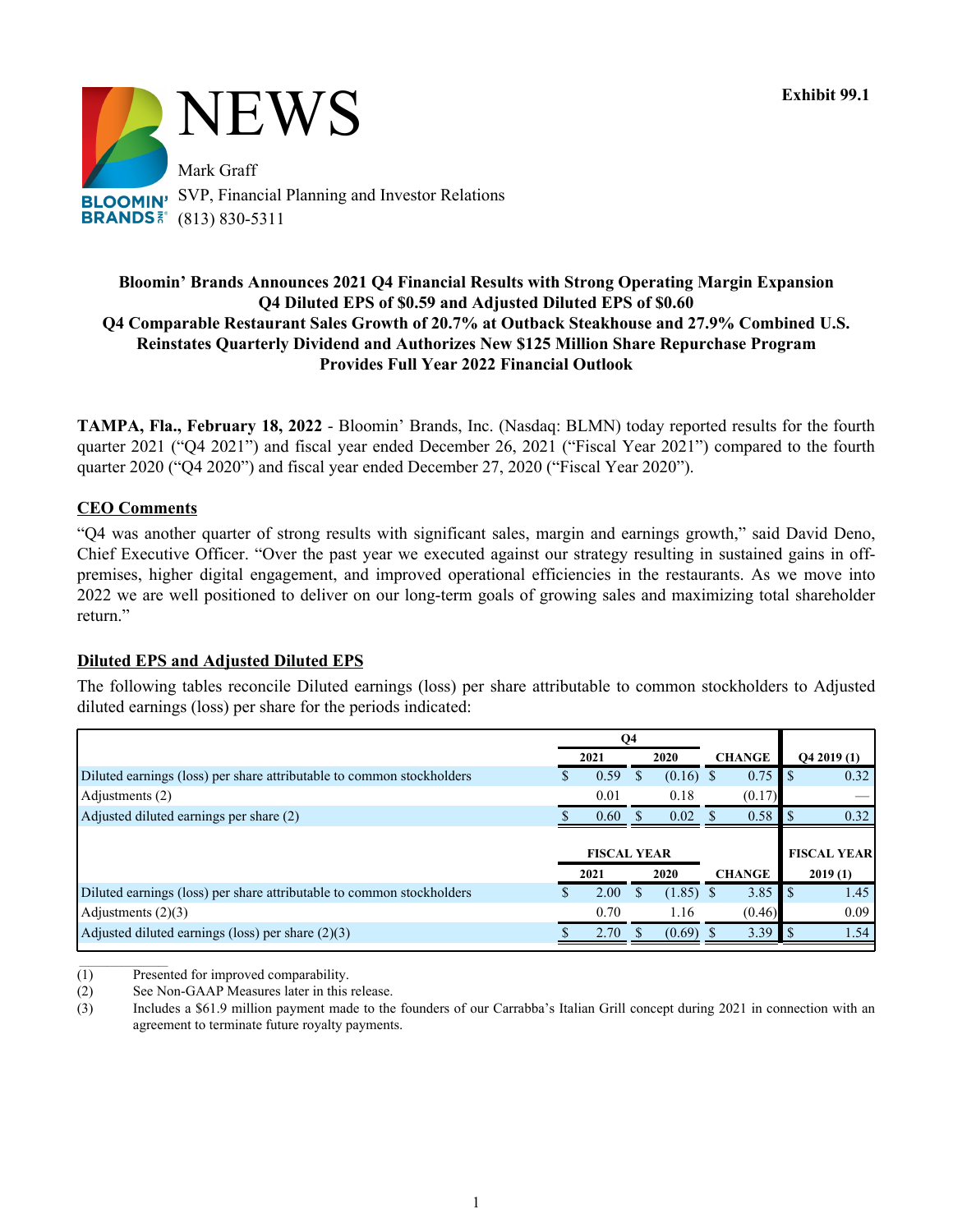Exhibit 99.1

# NEWS

Mark Graff
SVP, Financial Planning and Investor Relations
(813) 830-5311

**Bloomin' Brands Announces 2021 Q4 Financial Results with Strong Operating Margin Expansion**
**Q4 Diluted EPS of $0.59 and Adjusted Diluted EPS of $0.60**
**Q4 Comparable Restaurant Sales Growth of 20.7% at Outback Steakhouse and 27.9% Combined U.S.**
**Reinstates Quarterly Dividend and Authorizes New $125 Million Share Repurchase Program**
**Provides Full Year 2022 Financial Outlook**

**TAMPA, Fla., February 18, 2022** - Bloomin' Brands, Inc. (Nasdaq: BLMN) today reported results for the fourth quarter 2021 ("Q4 2021") and fiscal year ended December 26, 2021 ("Fiscal Year 2021") compared to the fourth quarter 2020 ("Q4 2020") and fiscal year ended December 27, 2020 ("Fiscal Year 2020").

## CEO Comments

"Q4 was another quarter of strong results with significant sales, margin and earnings growth," said David Deno, Chief Executive Officer. "Over the past year we executed against our strategy resulting in sustained gains in off-premises, higher digital engagement, and improved operational efficiencies in the restaurants. As we move into 2022 we are well positioned to deliver on our long-term goals of growing sales and maximizing total shareholder return."

## Diluted EPS and Adjusted Diluted EPS

The following tables reconcile Diluted earnings (loss) per share attributable to common stockholders to Adjusted diluted earnings (loss) per share for the periods indicated:

| | Q4 | | | |
|---|---|---|---|---|
| | 2021 | 2020 | CHANGE | Q4 2019 (1) |
| Diluted earnings (loss) per share attributable to common stockholders | $ 0.59 | $ (0.16) | $ 0.75 | $ 0.32 |
| Adjustments (2) | 0.01 | 0.18 | (0.17) | — |
| Adjusted diluted earnings per share (2) | $ 0.60 | $ 0.02 | $ 0.58 | $ 0.32 |
| | **FISCAL YEAR** | | | **FISCAL YEAR** |
| | **2021** | **2020** | **CHANGE** | **2019 (1)** |
| Diluted earnings (loss) per share attributable to common stockholders | $ 2.00 | $ (1.85) | $ 3.85 | $ 1.45 |
| Adjustments (2)(3) | 0.70 | 1.16 | (0.46) | 0.09 |
| Adjusted diluted earnings (loss) per share (2)(3) | $ 2.70 | $ (0.69) | $ 3.39 | $ 1.54 |

(1) Presented for improved comparability.
(2) See Non-GAAP Measures later in this release.
(3) Includes a $61.9 million payment made to the founders of our Carrabba's Italian Grill concept during 2021 in connection with an agreement to terminate future royalty payments.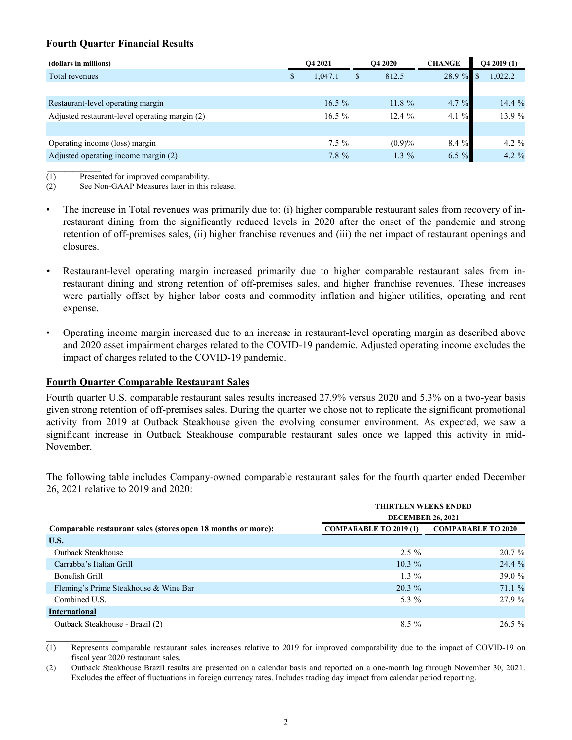## Fourth Quarter Financial Results

| (dollars in millions) | Q4 2021 | Q4 2020 | CHANGE | Q4 2019 (1) |
|---|---|---|---|---|
| Total revenues | $ 1,047.1 | $ 812.5 | 28.9 % | $ 1,022.2 |
| | | | | |
| Restaurant-level operating margin | 16.5 % | 11.8 % | 4.7 % | 14.4 % |
| Adjusted restaurant-level operating margin (2) | 16.5 % | 12.4 % | 4.1 % | 13.9 % |
| | | | | |
| Operating income (loss) margin | 7.5 % | (0.9)% | 8.4 % | 4.2 % |
| Adjusted operating income margin (2) | 7.8 % | 1.3 % | 6.5 % | 4.2 % |

(1) Presented for improved comparability.
(2) See Non-GAAP Measures later in this release.

- The increase in Total revenues was primarily due to: (i) higher comparable restaurant sales from recovery of in-restaurant dining from the significantly reduced levels in 2020 after the onset of the pandemic and strong retention of off-premises sales, (ii) higher franchise revenues and (iii) the net impact of restaurant openings and closures.

- Restaurant-level operating margin increased primarily due to higher comparable restaurant sales from in-restaurant dining and strong retention of off-premises sales, and higher franchise revenues. These increases were partially offset by higher labor costs and commodity inflation and higher utilities, operating and rent expense.

- Operating income margin increased due to an increase in restaurant-level operating margin as described above and 2020 asset impairment charges related to the COVID-19 pandemic. Adjusted operating income excludes the impact of charges related to the COVID-19 pandemic.

## Fourth Quarter Comparable Restaurant Sales

Fourth quarter U.S. comparable restaurant sales results increased 27.9% versus 2020 and 5.3% on a two-year basis given strong retention of off-premises sales. During the quarter we chose not to replicate the significant promotional activity from 2019 at Outback Steakhouse given the evolving consumer environment. As expected, we saw a significant increase in Outback Steakhouse comparable restaurant sales once we lapped this activity in mid-November.

The following table includes Company-owned comparable restaurant sales for the fourth quarter ended December 26, 2021 relative to 2019 and 2020:

| | THIRTEEN WEEKS ENDED DECEMBER 26, 2021 | |
|---|---|---|
| **Comparable restaurant sales (stores open 18 months or more):** | **COMPARABLE TO 2019 (1)** | **COMPARABLE TO 2020** |
| **U.S.** | | |
| Outback Steakhouse | 2.5 % | 20.7 % |
| Carrabba's Italian Grill | 10.3 % | 24.4 % |
| Bonefish Grill | 1.3 % | 39.0 % |
| Fleming's Prime Steakhouse & Wine Bar | 20.3 % | 71.1 % |
| Combined U.S. | 5.3 % | 27.9 % |
| **International** | | |
| Outback Steakhouse - Brazil (2) | 8.5 % | 26.5 % |

(1) Represents comparable restaurant sales increases relative to 2019 for improved comparability due to the impact of COVID-19 on fiscal year 2020 restaurant sales.
(2) Outback Steakhouse Brazil results are presented on a calendar basis and reported on a one-month lag through November 30, 2021. Excludes the effect of fluctuations in foreign currency rates. Includes trading day impact from calendar period reporting.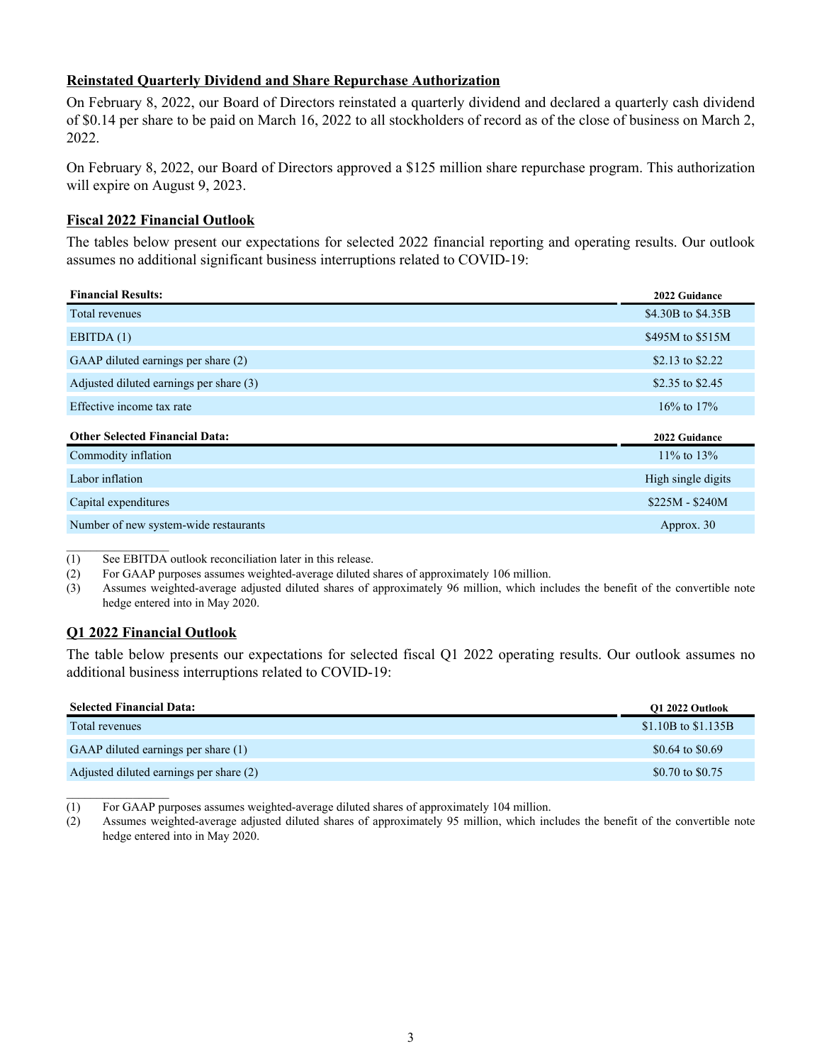## Reinstated Quarterly Dividend and Share Repurchase Authorization

On February 8, 2022, our Board of Directors reinstated a quarterly dividend and declared a quarterly cash dividend of $0.14 per share to be paid on March 16, 2022 to all stockholders of record as of the close of business on March 2, 2022.

On February 8, 2022, our Board of Directors approved a $125 million share repurchase program. This authorization will expire on August 9, 2023.

## Fiscal 2022 Financial Outlook

The tables below present our expectations for selected 2022 financial reporting and operating results. Our outlook assumes no additional significant business interruptions related to COVID-19:

| Financial Results: | 2022 Guidance |
|---|---|
| Total revenues | $4.30B to $4.35B |
| EBITDA (1) | $495M to $515M |
| GAAP diluted earnings per share (2) | $2.13 to $2.22 |
| Adjusted diluted earnings per share (3) | $2.35 to $2.45 |
| Effective income tax rate | 16% to 17% |

| Other Selected Financial Data: | 2022 Guidance |
|---|---|
| Commodity inflation | 11% to 13% |
| Labor inflation | High single digits |
| Capital expenditures | $225M - $240M |
| Number of new system-wide restaurants | Approx. 30 |

(1) See EBITDA outlook reconciliation later in this release.
(2) For GAAP purposes assumes weighted-average diluted shares of approximately 106 million.
(3) Assumes weighted-average adjusted diluted shares of approximately 96 million, which includes the benefit of the convertible note hedge entered into in May 2020.

## Q1 2022 Financial Outlook

The table below presents our expectations for selected fiscal Q1 2022 operating results. Our outlook assumes no additional business interruptions related to COVID-19:

| Selected Financial Data: | Q1 2022 Outlook |
|---|---|
| Total revenues | $1.10B to $1.135B |
| GAAP diluted earnings per share (1) | $0.64 to $0.69 |
| Adjusted diluted earnings per share (2) | $0.70 to $0.75 |

(1) For GAAP purposes assumes weighted-average diluted shares of approximately 104 million.
(2) Assumes weighted-average adjusted diluted shares of approximately 95 million, which includes the benefit of the convertible note hedge entered into in May 2020.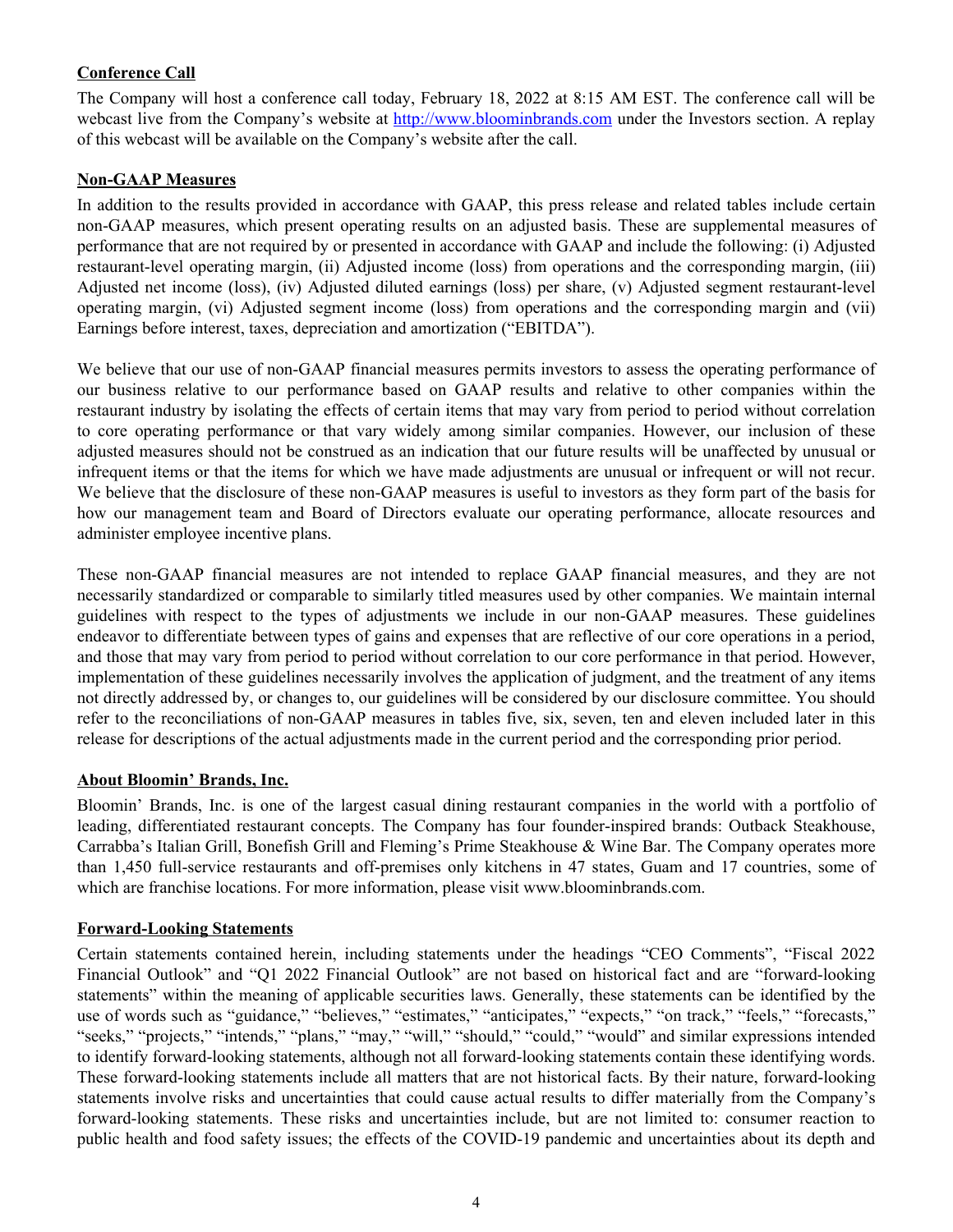**Conference Call**

The Company will host a conference call today, February 18, 2022 at 8:15 AM EST. The conference call will be webcast live from the Company's website at http://www.bloominbrands.com under the Investors section. A replay of this webcast will be available on the Company's website after the call.

**Non-GAAP Measures**

In addition to the results provided in accordance with GAAP, this press release and related tables include certain non-GAAP measures, which present operating results on an adjusted basis. These are supplemental measures of performance that are not required by or presented in accordance with GAAP and include the following: (i) Adjusted restaurant-level operating margin, (ii) Adjusted income (loss) from operations and the corresponding margin, (iii) Adjusted net income (loss), (iv) Adjusted diluted earnings (loss) per share, (v) Adjusted segment restaurant-level operating margin, (vi) Adjusted segment income (loss) from operations and the corresponding margin and (vii) Earnings before interest, taxes, depreciation and amortization ("EBITDA").

We believe that our use of non-GAAP financial measures permits investors to assess the operating performance of our business relative to our performance based on GAAP results and relative to other companies within the restaurant industry by isolating the effects of certain items that may vary from period to period without correlation to core operating performance or that vary widely among similar companies. However, our inclusion of these adjusted measures should not be construed as an indication that our future results will be unaffected by unusual or infrequent items or that the items for which we have made adjustments are unusual or infrequent or will not recur. We believe that the disclosure of these non-GAAP measures is useful to investors as they form part of the basis for how our management team and Board of Directors evaluate our operating performance, allocate resources and administer employee incentive plans.

These non-GAAP financial measures are not intended to replace GAAP financial measures, and they are not necessarily standardized or comparable to similarly titled measures used by other companies. We maintain internal guidelines with respect to the types of adjustments we include in our non-GAAP measures. These guidelines endeavor to differentiate between types of gains and expenses that are reflective of our core operations in a period, and those that may vary from period to period without correlation to our core performance in that period. However, implementation of these guidelines necessarily involves the application of judgment, and the treatment of any items not directly addressed by, or changes to, our guidelines will be considered by our disclosure committee. You should refer to the reconciliations of non-GAAP measures in tables five, six, seven, ten and eleven included later in this release for descriptions of the actual adjustments made in the current period and the corresponding prior period.

**About Bloomin' Brands, Inc.**

Bloomin' Brands, Inc. is one of the largest casual dining restaurant companies in the world with a portfolio of leading, differentiated restaurant concepts. The Company has four founder-inspired brands: Outback Steakhouse, Carrabba's Italian Grill, Bonefish Grill and Fleming's Prime Steakhouse & Wine Bar. The Company operates more than 1,450 full-service restaurants and off-premises only kitchens in 47 states, Guam and 17 countries, some of which are franchise locations. For more information, please visit www.bloominbrands.com.

**Forward-Looking Statements**

Certain statements contained herein, including statements under the headings "CEO Comments", "Fiscal 2022 Financial Outlook" and "Q1 2022 Financial Outlook" are not based on historical fact and are "forward-looking statements" within the meaning of applicable securities laws. Generally, these statements can be identified by the use of words such as "guidance," "believes," "estimates," "anticipates," "expects," "on track," "feels," "forecasts," "seeks," "projects," "intends," "plans," "may," "will," "should," "could," "would" and similar expressions intended to identify forward-looking statements, although not all forward-looking statements contain these identifying words. These forward-looking statements include all matters that are not historical facts. By their nature, forward-looking statements involve risks and uncertainties that could cause actual results to differ materially from the Company's forward-looking statements. These risks and uncertainties include, but are not limited to: consumer reaction to public health and food safety issues; the effects of the COVID-19 pandemic and uncertainties about its depth and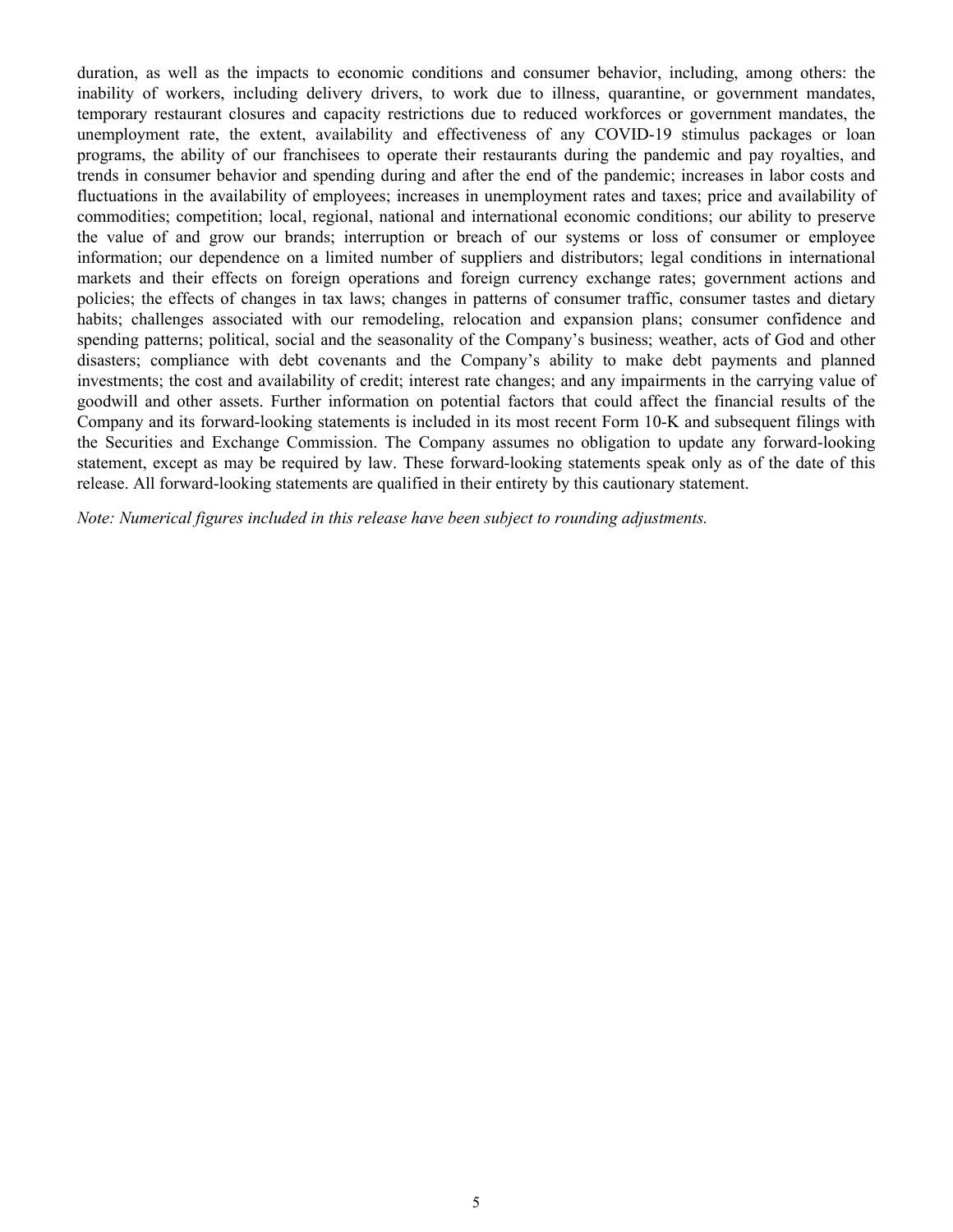duration, as well as the impacts to economic conditions and consumer behavior, including, among others: the inability of workers, including delivery drivers, to work due to illness, quarantine, or government mandates, temporary restaurant closures and capacity restrictions due to reduced workforces or government mandates, the unemployment rate, the extent, availability and effectiveness of any COVID-19 stimulus packages or loan programs, the ability of our franchisees to operate their restaurants during the pandemic and pay royalties, and trends in consumer behavior and spending during and after the end of the pandemic; increases in labor costs and fluctuations in the availability of employees; increases in unemployment rates and taxes; price and availability of commodities; competition; local, regional, national and international economic conditions; our ability to preserve the value of and grow our brands; interruption or breach of our systems or loss of consumer or employee information; our dependence on a limited number of suppliers and distributors; legal conditions in international markets and their effects on foreign operations and foreign currency exchange rates; government actions and policies; the effects of changes in tax laws; changes in patterns of consumer traffic, consumer tastes and dietary habits; challenges associated with our remodeling, relocation and expansion plans; consumer confidence and spending patterns; political, social and the seasonality of the Company's business; weather, acts of God and other disasters; compliance with debt covenants and the Company's ability to make debt payments and planned investments; the cost and availability of credit; interest rate changes; and any impairments in the carrying value of goodwill and other assets. Further information on potential factors that could affect the financial results of the Company and its forward-looking statements is included in its most recent Form 10-K and subsequent filings with the Securities and Exchange Commission. The Company assumes no obligation to update any forward-looking statement, except as may be required by law. These forward-looking statements speak only as of the date of this release. All forward-looking statements are qualified in their entirety by this cautionary statement.

*Note: Numerical figures included in this release have been subject to rounding adjustments.*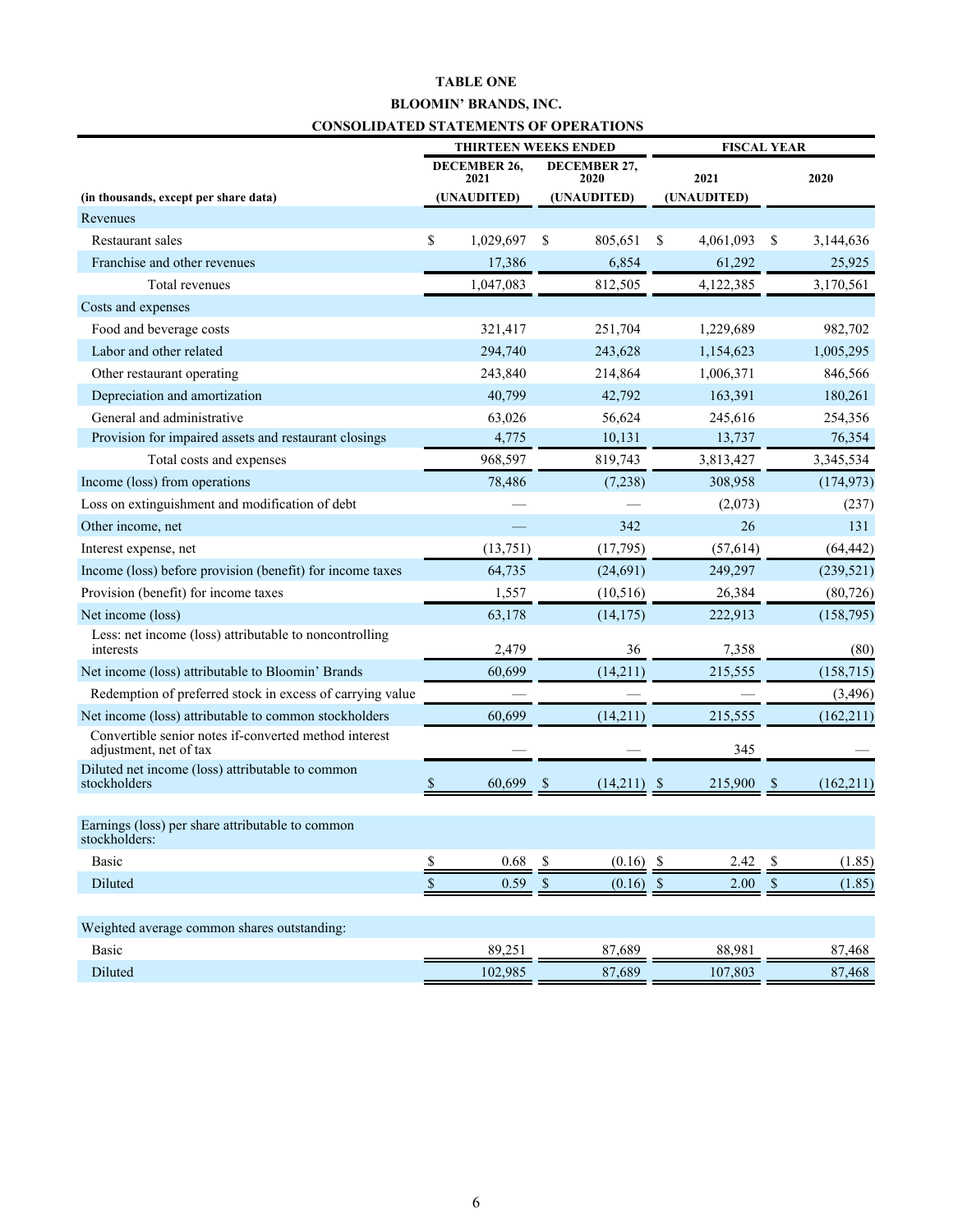**TABLE ONE**

**BLOOMIN' BRANDS, INC.**

**CONSOLIDATED STATEMENTS OF OPERATIONS**

| | THIRTEEN WEEKS ENDED | | FISCAL YEAR | |
|---|---|---|---|---|
| | DECEMBER 26, 2021 | DECEMBER 27, 2020 | 2021 | 2020 |
| (in thousands, except per share data) | (UNAUDITED) | (UNAUDITED) | (UNAUDITED) | |
| Revenues | | | | |
| Restaurant sales | $ 1,029,697 | $ 805,651 | $ 4,061,093 | $ 3,144,636 |
| Franchise and other revenues | 17,386 | 6,854 | 61,292 | 25,925 |
| Total revenues | 1,047,083 | 812,505 | 4,122,385 | 3,170,561 |
| Costs and expenses | | | | |
| Food and beverage costs | 321,417 | 251,704 | 1,229,689 | 982,702 |
| Labor and other related | 294,740 | 243,628 | 1,154,623 | 1,005,295 |
| Other restaurant operating | 243,840 | 214,864 | 1,006,371 | 846,566 |
| Depreciation and amortization | 40,799 | 42,792 | 163,391 | 180,261 |
| General and administrative | 63,026 | 56,624 | 245,616 | 254,356 |
| Provision for impaired assets and restaurant closings | 4,775 | 10,131 | 13,737 | 76,354 |
| Total costs and expenses | 968,597 | 819,743 | 3,813,427 | 3,345,534 |
| Income (loss) from operations | 78,486 | (7,238) | 308,958 | (174,973) |
| Loss on extinguishment and modification of debt | — | — | (2,073) | (237) |
| Other income, net | — | 342 | 26 | 131 |
| Interest expense, net | (13,751) | (17,795) | (57,614) | (64,442) |
| Income (loss) before provision (benefit) for income taxes | 64,735 | (24,691) | 249,297 | (239,521) |
| Provision (benefit) for income taxes | 1,557 | (10,516) | 26,384 | (80,726) |
| Net income (loss) | 63,178 | (14,175) | 222,913 | (158,795) |
| Less: net income (loss) attributable to noncontrolling interests | 2,479 | 36 | 7,358 | (80) |
| Net income (loss) attributable to Bloomin' Brands | 60,699 | (14,211) | 215,555 | (158,715) |
| Redemption of preferred stock in excess of carrying value | — | — | — | (3,496) |
| Net income (loss) attributable to common stockholders | 60,699 | (14,211) | 215,555 | (162,211) |
| Convertible senior notes if-converted method interest adjustment, net of tax | — | — | 345 | — |
| Diluted net income (loss) attributable to common stockholders | $ 60,699 | $ (14,211) | $ 215,900 | $ (162,211) |
| | | | | |
| Earnings (loss) per share attributable to common stockholders: | | | | |
| Basic | $ 0.68 | $ (0.16) | $ 2.42 | $ (1.85) |
| Diluted | $ 0.59 | $ (0.16) | $ 2.00 | $ (1.85) |
| | | | | |
| Weighted average common shares outstanding: | | | | |
| Basic | 89,251 | 87,689 | 88,981 | 87,468 |
| Diluted | 102,985 | 87,689 | 107,803 | 87,468 |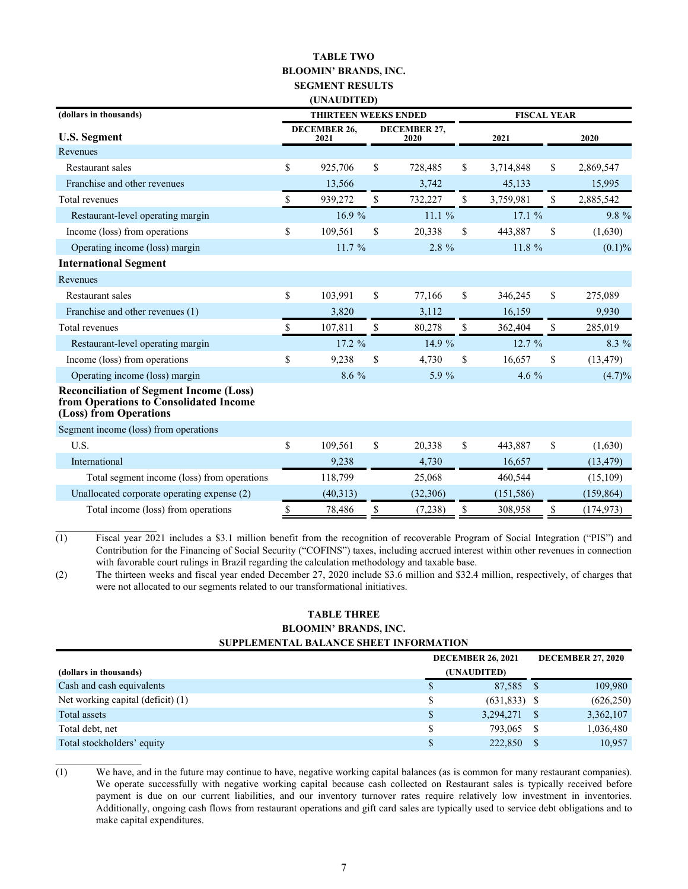# TABLE TWO
# BLOOMIN' BRANDS, INC.
## SEGMENT RESULTS
### (UNAUDITED)

| (dollars in thousands) | THIRTEEN WEEKS ENDED | | FISCAL YEAR | |
|---|---|---|---|---|
| **U.S. Segment** | DECEMBER 26, 2021 | DECEMBER 27, 2020 | 2021 | 2020 |
| Revenues | | | | |
| Restaurant sales | $ 925,706 | $ 728,485 | $ 3,714,848 | $ 2,869,547 |
| Franchise and other revenues | 13,566 | 3,742 | 45,133 | 15,995 |
| Total revenues | $ 939,272 | $ 732,227 | $ 3,759,981 | $ 2,885,542 |
| Restaurant-level operating margin | 16.9 % | 11.1 % | 17.1 % | 9.8 % |
| Income (loss) from operations | $ 109,561 | $ 20,338 | $ 443,887 | $ (1,630) |
| Operating income (loss) margin | 11.7 % | 2.8 % | 11.8 % | (0.1)% |
| **International Segment** | | | | |
| Revenues | | | | |
| Restaurant sales | $ 103,991 | $ 77,166 | $ 346,245 | $ 275,089 |
| Franchise and other revenues (1) | 3,820 | 3,112 | 16,159 | 9,930 |
| Total revenues | $ 107,811 | $ 80,278 | $ 362,404 | $ 285,019 |
| Restaurant-level operating margin | 17.2 % | 14.9 % | 12.7 % | 8.3 % |
| Income (loss) from operations | $ 9,238 | $ 4,730 | $ 16,657 | $ (13,479) |
| Operating income (loss) margin | 8.6 % | 5.9 % | 4.6 % | (4.7)% |
| **Reconciliation of Segment Income (Loss) from Operations to Consolidated Income (Loss) from Operations** | | | | |
| Segment income (loss) from operations | | | | |
| U.S. | $ 109,561 | $ 20,338 | $ 443,887 | $ (1,630) |
| International | 9,238 | 4,730 | 16,657 | (13,479) |
| Total segment income (loss) from operations | 118,799 | 25,068 | 460,544 | (15,109) |
| Unallocated corporate operating expense (2) | (40,313) | (32,306) | (151,586) | (159,864) |
| Total income (loss) from operations | $ 78,486 | $ (7,238) | $ 308,958 | $ (174,973) |

(1) Fiscal year 2021 includes a $3.1 million benefit from the recognition of recoverable Program of Social Integration ("PIS") and Contribution for the Financing of Social Security ("COFINS") taxes, including accrued interest within other revenues in connection with favorable court rulings in Brazil regarding the calculation methodology and taxable base.

(2) The thirteen weeks and fiscal year ended December 27, 2020 include $3.6 million and $32.4 million, respectively, of charges that were not allocated to our segments related to our transformational initiatives.

# TABLE THREE
# BLOOMIN' BRANDS, INC.
## SUPPLEMENTAL BALANCE SHEET INFORMATION

| (dollars in thousands) | DECEMBER 26, 2021 (UNAUDITED) | DECEMBER 27, 2020 |
|---|---|---|
| Cash and cash equivalents | $ 87,585 | $ 109,980 |
| Net working capital (deficit) (1) | $ (631,833) | $ (626,250) |
| Total assets | $ 3,294,271 | $ 3,362,107 |
| Total debt, net | $ 793,065 | $ 1,036,480 |
| Total stockholders' equity | $ 222,850 | $ 10,957 |

(1) We have, and in the future may continue to have, negative working capital balances (as is common for many restaurant companies). We operate successfully with negative working capital because cash collected on Restaurant sales is typically received before payment is due on our current liabilities, and our inventory turnover rates require relatively low investment in inventories. Additionally, ongoing cash flows from restaurant operations and gift card sales are typically used to service debt obligations and to make capital expenditures.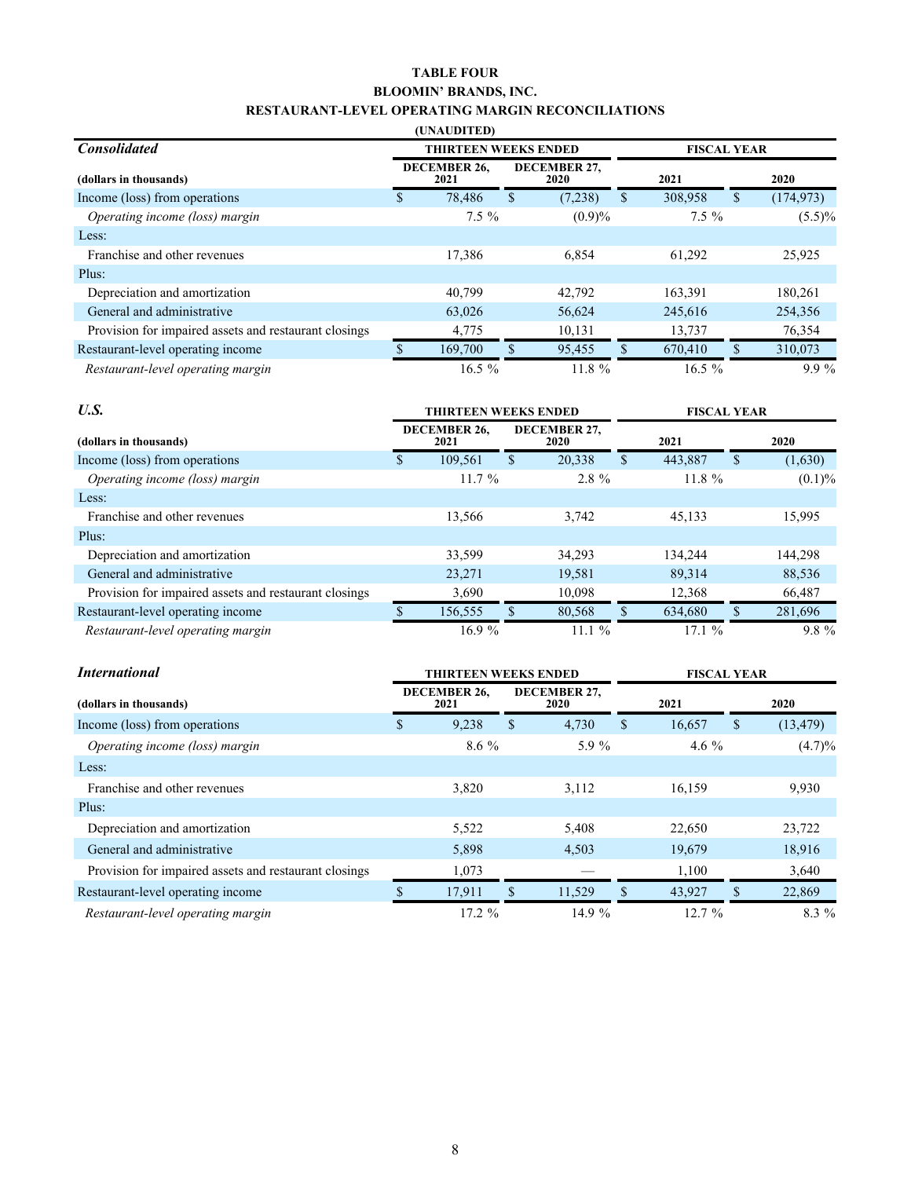**TABLE FOUR**

**BLOOMIN' BRANDS, INC.**

**RESTAURANT-LEVEL OPERATING MARGIN RECONCILIATIONS**

**(UNAUDITED)**

| ***Consolidated*** | THIRTEEN WEEKS ENDED | | FISCAL YEAR | |
|---|---|---|---|---|
| **(dollars in thousands)** | **DECEMBER 26, 2021** | **DECEMBER 27, 2020** | **2021** | **2020** |
| Income (loss) from operations | $ 78,486 | $ (7,238) | $ 308,958 | $ (174,973) |
| *Operating income (loss) margin* | 7.5 % | (0.9)% | 7.5 % | (5.5)% |
| Less: | | | | |
| Franchise and other revenues | 17,386 | 6,854 | 61,292 | 25,925 |
| Plus: | | | | |
| Depreciation and amortization | 40,799 | 42,792 | 163,391 | 180,261 |
| General and administrative | 63,026 | 56,624 | 245,616 | 254,356 |
| Provision for impaired assets and restaurant closings | 4,775 | 10,131 | 13,737 | 76,354 |
| Restaurant-level operating income | $ 169,700 | $ 95,455 | $ 670,410 | $ 310,073 |
| *Restaurant-level operating margin* | 16.5 % | 11.8 % | 16.5 % | 9.9 % |

| ***U.S.*** | THIRTEEN WEEKS ENDED | | FISCAL YEAR | |
|---|---|---|---|---|
| **(dollars in thousands)** | **DECEMBER 26, 2021** | **DECEMBER 27, 2020** | **2021** | **2020** |
| Income (loss) from operations | $ 109,561 | $ 20,338 | $ 443,887 | $ (1,630) |
| *Operating income (loss) margin* | 11.7 % | 2.8 % | 11.8 % | (0.1)% |
| Less: | | | | |
| Franchise and other revenues | 13,566 | 3,742 | 45,133 | 15,995 |
| Plus: | | | | |
| Depreciation and amortization | 33,599 | 34,293 | 134,244 | 144,298 |
| General and administrative | 23,271 | 19,581 | 89,314 | 88,536 |
| Provision for impaired assets and restaurant closings | 3,690 | 10,098 | 12,368 | 66,487 |
| Restaurant-level operating income | $ 156,555 | $ 80,568 | $ 634,680 | $ 281,696 |
| *Restaurant-level operating margin* | 16.9 % | 11.1 % | 17.1 % | 9.8 % |

| ***International*** | THIRTEEN WEEKS ENDED | | FISCAL YEAR | |
|---|---|---|---|---|
| **(dollars in thousands)** | **DECEMBER 26, 2021** | **DECEMBER 27, 2020** | **2021** | **2020** |
| Income (loss) from operations | $ 9,238 | $ 4,730 | $ 16,657 | $ (13,479) |
| *Operating income (loss) margin* | 8.6 % | 5.9 % | 4.6 % | (4.7)% |
| Less: | | | | |
| Franchise and other revenues | 3,820 | 3,112 | 16,159 | 9,930 |
| Plus: | | | | |
| Depreciation and amortization | 5,522 | 5,408 | 22,650 | 23,722 |
| General and administrative | 5,898 | 4,503 | 19,679 | 18,916 |
| Provision for impaired assets and restaurant closings | 1,073 | — | 1,100 | 3,640 |
| Restaurant-level operating income | $ 17,911 | $ 11,529 | $ 43,927 | $ 22,869 |
| *Restaurant-level operating margin* | 17.2 % | 14.9 % | 12.7 % | 8.3 % |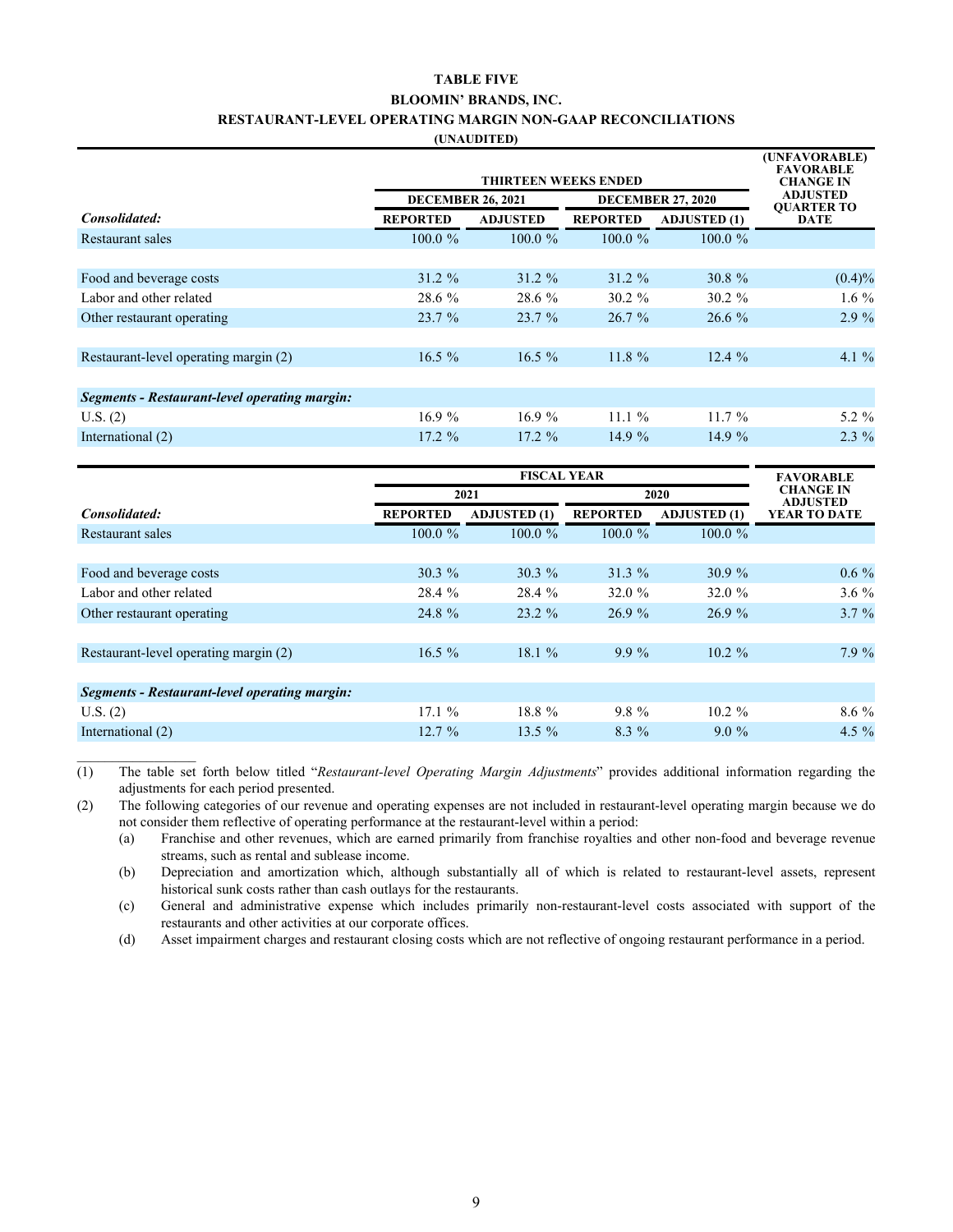# TABLE FIVE

## BLOOMIN' BRANDS, INC.

## RESTAURANT-LEVEL OPERATING MARGIN NON-GAAP RECONCILIATIONS

**(UNAUDITED)**

| | THIRTEEN WEEKS ENDED | | | | (UNFAVORABLE) FAVORABLE CHANGE IN ADJUSTED QUARTER TO DATE |
|---|---|---|---|---|---|
| | DECEMBER 26, 2021 | | DECEMBER 27, 2020 | | |
| *Consolidated:* | REPORTED | ADJUSTED | REPORTED | ADJUSTED (1) | |
| Restaurant sales | 100.0 % | 100.0 % | 100.0 % | 100.0 % | |
| | | | | | |
| Food and beverage costs | 31.2 % | 31.2 % | 31.2 % | 30.8 % | (0.4)% |
| Labor and other related | 28.6 % | 28.6 % | 30.2 % | 30.2 % | 1.6 % |
| Other restaurant operating | 23.7 % | 23.7 % | 26.7 % | 26.6 % | 2.9 % |
| | | | | | |
| Restaurant-level operating margin (2) | 16.5 % | 16.5 % | 11.8 % | 12.4 % | 4.1 % |
| | | | | | |
| ***Segments - Restaurant-level operating margin:*** | | | | | |
| U.S. (2) | 16.9 % | 16.9 % | 11.1 % | 11.7 % | 5.2 % |
| International (2) | 17.2 % | 17.2 % | 14.9 % | 14.9 % | 2.3 % |

| | FISCAL YEAR | | | | FAVORABLE CHANGE IN ADJUSTED YEAR TO DATE |
|---|---|---|---|---|---|
| | 2021 | | 2020 | | |
| *Consolidated:* | REPORTED | ADJUSTED (1) | REPORTED | ADJUSTED (1) | |
| Restaurant sales | 100.0 % | 100.0 % | 100.0 % | 100.0 % | |
| | | | | | |
| Food and beverage costs | 30.3 % | 30.3 % | 31.3 % | 30.9 % | 0.6 % |
| Labor and other related | 28.4 % | 28.4 % | 32.0 % | 32.0 % | 3.6 % |
| Other restaurant operating | 24.8 % | 23.2 % | 26.9 % | 26.9 % | 3.7 % |
| | | | | | |
| Restaurant-level operating margin (2) | 16.5 % | 18.1 % | 9.9 % | 10.2 % | 7.9 % |
| | | | | | |
| ***Segments - Restaurant-level operating margin:*** | | | | | |
| U.S. (2) | 17.1 % | 18.8 % | 9.8 % | 10.2 % | 8.6 % |
| International (2) | 12.7 % | 13.5 % | 8.3 % | 9.0 % | 4.5 % |

(1) The table set forth below titled "*Restaurant-level Operating Margin Adjustments*" provides additional information regarding the adjustments for each period presented.

(2) The following categories of our revenue and operating expenses are not included in restaurant-level operating margin because we do not consider them reflective of operating performance at the restaurant-level within a period:

- (a) Franchise and other revenues, which are earned primarily from franchise royalties and other non-food and beverage revenue streams, such as rental and sublease income.
- (b) Depreciation and amortization which, although substantially all of which is related to restaurant-level assets, represent historical sunk costs rather than cash outlays for the restaurants.
- (c) General and administrative expense which includes primarily non-restaurant-level costs associated with support of the restaurants and other activities at our corporate offices.
- (d) Asset impairment charges and restaurant closing costs which are not reflective of ongoing restaurant performance in a period.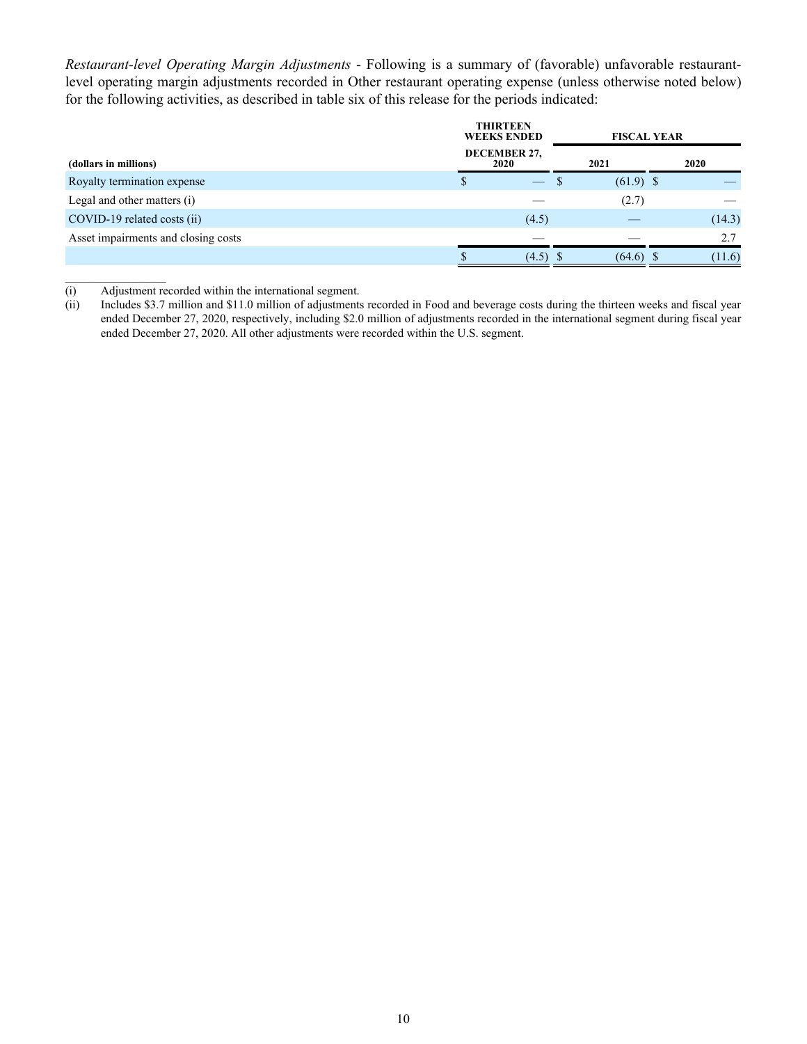*Restaurant-level Operating Margin Adjustments* - Following is a summary of (favorable) unfavorable restaurant-level operating margin adjustments recorded in Other restaurant operating expense (unless otherwise noted below) for the following activities, as described in table six of this release for the periods indicated:

| (dollars in millions) | THIRTEEN WEEKS ENDED DECEMBER 27, 2020 | FISCAL YEAR 2021 | FISCAL YEAR 2020 |
|---|---|---|---|
| Royalty termination expense | $ — | $ (61.9) | $ — |
| Legal and other matters (i) | — | (2.7) | — |
| COVID-19 related costs (ii) | (4.5) | — | (14.3) |
| Asset impairments and closing costs | — | — | 2.7 |
| | $ (4.5) | $ (64.6) | $ (11.6) |

________________

(i) Adjustment recorded within the international segment.

(ii) Includes $3.7 million and $11.0 million of adjustments recorded in Food and beverage costs during the thirteen weeks and fiscal year ended December 27, 2020, respectively, including $2.0 million of adjustments recorded in the international segment during fiscal year ended December 27, 2020. All other adjustments were recorded within the U.S. segment.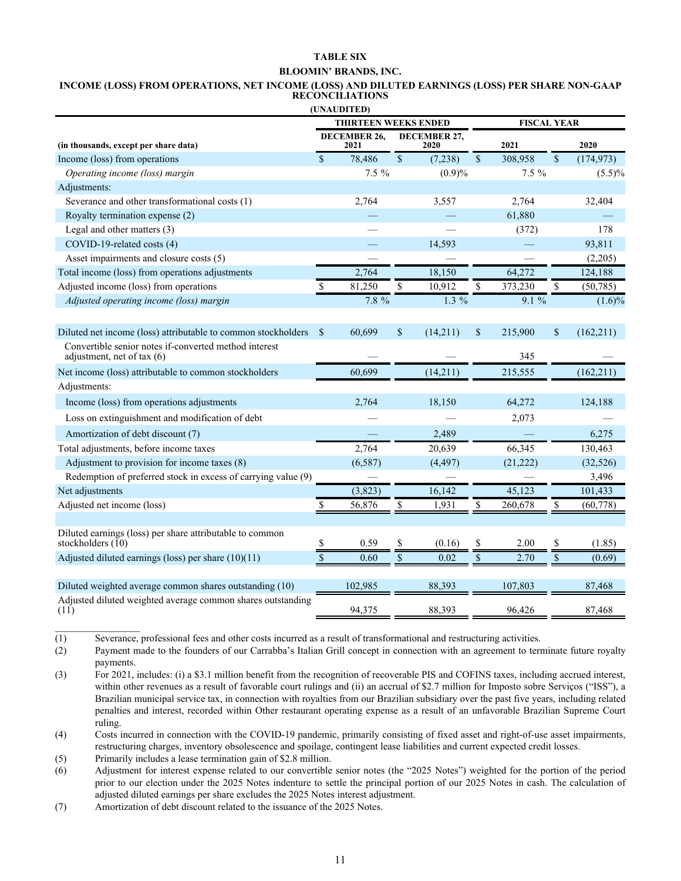**TABLE SIX**

**BLOOMIN' BRANDS, INC.**

**INCOME (LOSS) FROM OPERATIONS, NET INCOME (LOSS) AND DILUTED EARNINGS (LOSS) PER SHARE NON-GAAP RECONCILIATIONS**

**(UNAUDITED)**

| (in thousands, except per share data) | THIRTEEN WEEKS ENDED | | FISCAL YEAR | |
|---|---|---|---|---|
| | DECEMBER 26, 2021 | DECEMBER 27, 2020 | 2021 | 2020 |
| Income (loss) from operations | $ 78,486 | $ (7,238) | $ 308,958 | $ (174,973) |
| *Operating income (loss) margin* | 7.5 % | (0.9)% | 7.5 % | (5.5)% |
| Adjustments: | | | | |
| Severance and other transformational costs (1) | 2,764 | 3,557 | 2,764 | 32,404 |
| Royalty termination expense (2) | — | — | 61,880 | — |
| Legal and other matters (3) | — | — | (372) | 178 |
| COVID-19-related costs (4) | — | 14,593 | — | 93,811 |
| Asset impairments and closure costs (5) | — | — | — | (2,205) |
| Total income (loss) from operations adjustments | 2,764 | 18,150 | 64,272 | 124,188 |
| Adjusted income (loss) from operations | $ 81,250 | $ 10,912 | $ 373,230 | $ (50,785) |
| *Adjusted operating income (loss) margin* | 7.8 % | 1.3 % | 9.1 % | (1.6)% |
| | | | | |
| Diluted net income (loss) attributable to common stockholders | $ 60,699 | $ (14,211) | $ 215,900 | $ (162,211) |
| Convertible senior notes if-converted method interest adjustment, net of tax (6) | — | — | 345 | — |
| Net income (loss) attributable to common stockholders | 60,699 | (14,211) | 215,555 | (162,211) |
| Adjustments: | | | | |
| Income (loss) from operations adjustments | 2,764 | 18,150 | 64,272 | 124,188 |
| Loss on extinguishment and modification of debt | — | — | 2,073 | — |
| Amortization of debt discount (7) | — | 2,489 | — | 6,275 |
| Total adjustments, before income taxes | 2,764 | 20,639 | 66,345 | 130,463 |
| Adjustment to provision for income taxes (8) | (6,587) | (4,497) | (21,222) | (32,526) |
| Redemption of preferred stock in excess of carrying value (9) | — | — | — | 3,496 |
| Net adjustments | (3,823) | 16,142 | 45,123 | 101,433 |
| Adjusted net income (loss) | $ 56,876 | $ 1,931 | $ 260,678 | $ (60,778) |
| | | | | |
| Diluted earnings (loss) per share attributable to common stockholders (10) | $ 0.59 | $ (0.16) | $ 2.00 | $ (1.85) |
| Adjusted diluted earnings (loss) per share (10)(11) | $ 0.60 | $ 0.02 | $ 2.70 | $ (0.69) |
| | | | | |
| Diluted weighted average common shares outstanding (10) | 102,985 | 88,393 | 107,803 | 87,468 |
| Adjusted diluted weighted average common shares outstanding (11) | 94,375 | 88,393 | 96,426 | 87,468 |

(1) Severance, professional fees and other costs incurred as a result of transformational and restructuring activities.

(2) Payment made to the founders of our Carrabba's Italian Grill concept in connection with an agreement to terminate future royalty payments.

(3) For 2021, includes: (i) a $3.1 million benefit from the recognition of recoverable PIS and COFINS taxes, including accrued interest, within other revenues as a result of favorable court rulings and (ii) an accrual of $2.7 million for Imposto sobre Serviços ("ISS"), a Brazilian municipal service tax, in connection with royalties from our Brazilian subsidiary over the past five years, including related penalties and interest, recorded within Other restaurant operating expense as a result of an unfavorable Brazilian Supreme Court ruling.

(4) Costs incurred in connection with the COVID-19 pandemic, primarily consisting of fixed asset and right-of-use asset impairments, restructuring charges, inventory obsolescence and spoilage, contingent lease liabilities and current expected credit losses.

(5) Primarily includes a lease termination gain of $2.8 million.

(6) Adjustment for interest expense related to our convertible senior notes (the "2025 Notes") weighted for the portion of the period prior to our election under the 2025 Notes indenture to settle the principal portion of our 2025 Notes in cash. The calculation of adjusted diluted earnings per share excludes the 2025 Notes interest adjustment.

(7) Amortization of debt discount related to the issuance of the 2025 Notes.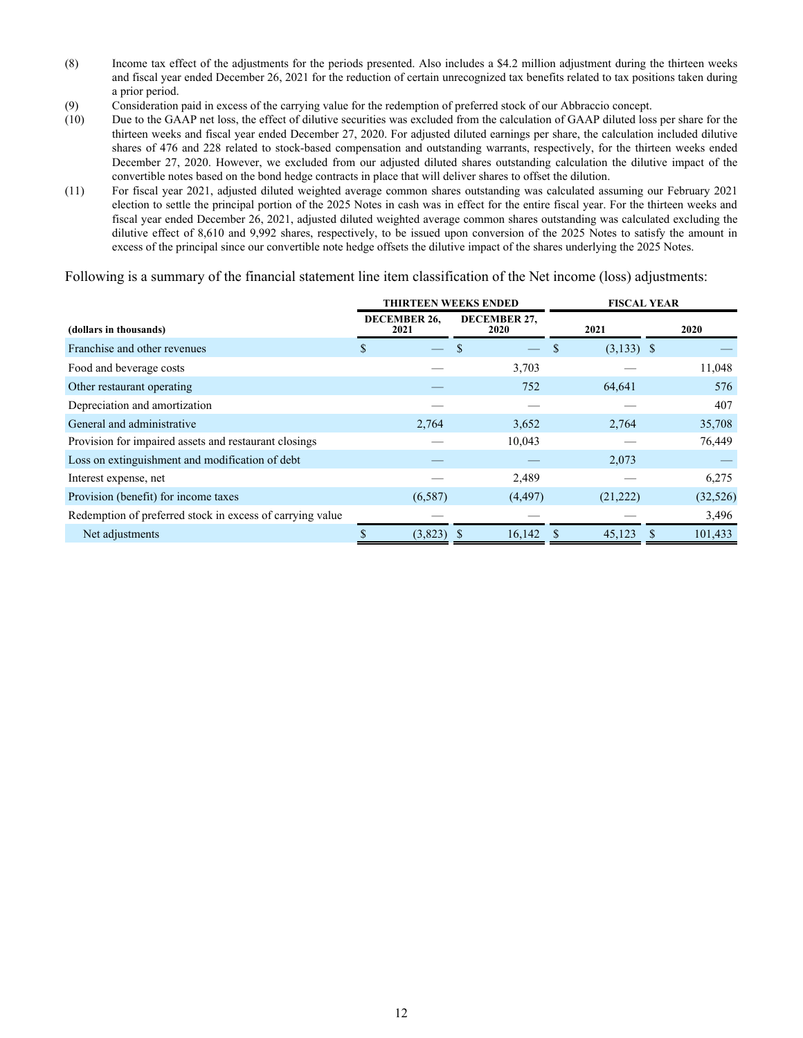(8) Income tax effect of the adjustments for the periods presented. Also includes a $4.2 million adjustment during the thirteen weeks and fiscal year ended December 26, 2021 for the reduction of certain unrecognized tax benefits related to tax positions taken during a prior period.

(9) Consideration paid in excess of the carrying value for the redemption of preferred stock of our Abbraccio concept.

(10) Due to the GAAP net loss, the effect of dilutive securities was excluded from the calculation of GAAP diluted loss per share for the thirteen weeks and fiscal year ended December 27, 2020. For adjusted diluted earnings per share, the calculation included dilutive shares of 476 and 228 related to stock-based compensation and outstanding warrants, respectively, for the thirteen weeks ended December 27, 2020. However, we excluded from our adjusted diluted shares outstanding calculation the dilutive impact of the convertible notes based on the bond hedge contracts in place that will deliver shares to offset the dilution.

(11) For fiscal year 2021, adjusted diluted weighted average common shares outstanding was calculated assuming our February 2021 election to settle the principal portion of the 2025 Notes in cash was in effect for the entire fiscal year. For the thirteen weeks and fiscal year ended December 26, 2021, adjusted diluted weighted average common shares outstanding was calculated excluding the dilutive effect of 8,610 and 9,992 shares, respectively, to be issued upon conversion of the 2025 Notes to satisfy the amount in excess of the principal since our convertible note hedge offsets the dilutive impact of the shares underlying the 2025 Notes.

Following is a summary of the financial statement line item classification of the Net income (loss) adjustments:

| | THIRTEEN WEEKS ENDED | | FISCAL YEAR | |
|---|---|---|---|---|
| (dollars in thousands) | DECEMBER 26, 2021 | DECEMBER 27, 2020 | 2021 | 2020 |
| Franchise and other revenues | $ — | $ — | $ (3,133) | $ — |
| Food and beverage costs | — | 3,703 | — | 11,048 |
| Other restaurant operating | — | 752 | 64,641 | 576 |
| Depreciation and amortization | — | — | — | 407 |
| General and administrative | 2,764 | 3,652 | 2,764 | 35,708 |
| Provision for impaired assets and restaurant closings | — | 10,043 | — | 76,449 |
| Loss on extinguishment and modification of debt | — | — | 2,073 | — |
| Interest expense, net | — | 2,489 | — | 6,275 |
| Provision (benefit) for income taxes | (6,587) | (4,497) | (21,222) | (32,526) |
| Redemption of preferred stock in excess of carrying value | — | — | — | 3,496 |
| Net adjustments | $ (3,823) | $ 16,142 | $ 45,123 | $ 101,433 |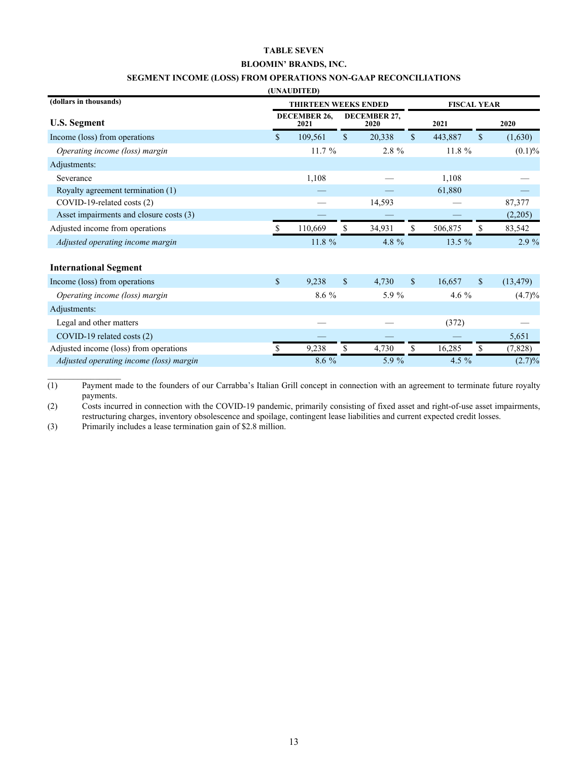**TABLE SEVEN**

**BLOOMIN' BRANDS, INC.**

**SEGMENT INCOME (LOSS) FROM OPERATIONS NON-GAAP RECONCILIATIONS**

**(UNAUDITED)**

| (dollars in thousands) | THIRTEEN WEEKS ENDED | | FISCAL YEAR | |
|---|---|---|---|---|
| **U.S. Segment** | DECEMBER 26, 2021 | DECEMBER 27, 2020 | 2021 | 2020 |
| Income (loss) from operations | $ 109,561 | $ 20,338 | $ 443,887 | $ (1,630) |
| *Operating income (loss) margin* | 11.7 % | 2.8 % | 11.8 % | (0.1)% |
| Adjustments: | | | | |
| Severance | 1,108 | — | 1,108 | — |
| Royalty agreement termination (1) | — | — | 61,880 | — |
| COVID-19-related costs (2) | — | 14,593 | — | 87,377 |
| Asset impairments and closure costs (3) | — | — | — | (2,205) |
| Adjusted income from operations | $ 110,669 | $ 34,931 | $ 506,875 | $ 83,542 |
| *Adjusted operating income margin* | 11.8 % | 4.8 % | 13.5 % | 2.9 % |
| | | | | |
| **International Segment** | | | | |
| Income (loss) from operations | $ 9,238 | $ 4,730 | $ 16,657 | $ (13,479) |
| *Operating income (loss) margin* | 8.6 % | 5.9 % | 4.6 % | (4.7)% |
| Adjustments: | | | | |
| Legal and other matters | — | — | (372) | — |
| COVID-19 related costs (2) | — | — | — | 5,651 |
| Adjusted income (loss) from operations | $ 9,238 | $ 4,730 | $ 16,285 | $ (7,828) |
| *Adjusted operating income (loss) margin* | 8.6 % | 5.9 % | 4.5 % | (2.7)% |

(1) Payment made to the founders of our Carrabba's Italian Grill concept in connection with an agreement to terminate future royalty payments.

(2) Costs incurred in connection with the COVID-19 pandemic, primarily consisting of fixed asset and right-of-use asset impairments, restructuring charges, inventory obsolescence and spoilage, contingent lease liabilities and current expected credit losses.

(3) Primarily includes a lease termination gain of $2.8 million.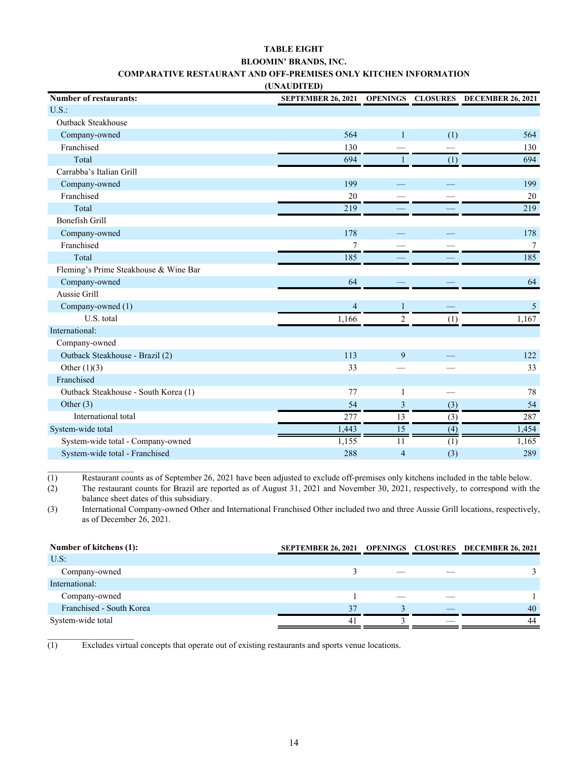**TABLE EIGHT**

**BLOOMIN' BRANDS, INC.**

**COMPARATIVE RESTAURANT AND OFF-PREMISES ONLY KITCHEN INFORMATION**

**(UNAUDITED)**

| Number of restaurants: | SEPTEMBER 26, 2021 | OPENINGS | CLOSURES | DECEMBER 26, 2021 |
|---|---|---|---|---|
| U.S.: | | | | |
| Outback Steakhouse | | | | |
| Company-owned | 564 | 1 | (1) | 564 |
| Franchised | 130 | — | — | 130 |
| Total | 694 | 1 | (1) | 694 |
| Carrabba's Italian Grill | | | | |
| Company-owned | 199 | — | — | 199 |
| Franchised | 20 | — | — | 20 |
| Total | 219 | — | — | 219 |
| Bonefish Grill | | | | |
| Company-owned | 178 | — | — | 178 |
| Franchised | 7 | — | — | 7 |
| Total | 185 | — | — | 185 |
| Fleming's Prime Steakhouse & Wine Bar | | | | |
| Company-owned | 64 | — | — | 64 |
| Aussie Grill | | | | |
| Company-owned (1) | 4 | 1 | — | 5 |
| U.S. total | 1,166 | 2 | (1) | 1,167 |
| International: | | | | |
| Company-owned | | | | |
| Outback Steakhouse - Brazil (2) | 113 | 9 | — | 122 |
| Other (1)(3) | 33 | — | — | 33 |
| Franchised | | | | |
| Outback Steakhouse - South Korea (1) | 77 | 1 | — | 78 |
| Other (3) | 54 | 3 | (3) | 54 |
| International total | 277 | 13 | (3) | 287 |
| System-wide total | 1,443 | 15 | (4) | 1,454 |
| System-wide total - Company-owned | 1,155 | 11 | (1) | 1,165 |
| System-wide total - Franchised | 288 | 4 | (3) | 289 |

(1) Restaurant counts as of September 26, 2021 have been adjusted to exclude off-premises only kitchens included in the table below.

(2) The restaurant counts for Brazil are reported as of August 31, 2021 and November 30, 2021, respectively, to correspond with the balance sheet dates of this subsidiary.

(3) International Company-owned Other and International Franchised Other included two and three Aussie Grill locations, respectively, as of December 26, 2021.

| Number of kitchens (1): | SEPTEMBER 26, 2021 | OPENINGS | CLOSURES | DECEMBER 26, 2021 |
|---|---|---|---|---|
| U.S: | | | | |
| Company-owned | 3 | — | — | 3 |
| International: | | | | |
| Company-owned | 1 | — | — | 1 |
| Franchised - South Korea | 37 | 3 | — | 40 |
| System-wide total | 41 | 3 | — | 44 |

(1) Excludes virtual concepts that operate out of existing restaurants and sports venue locations.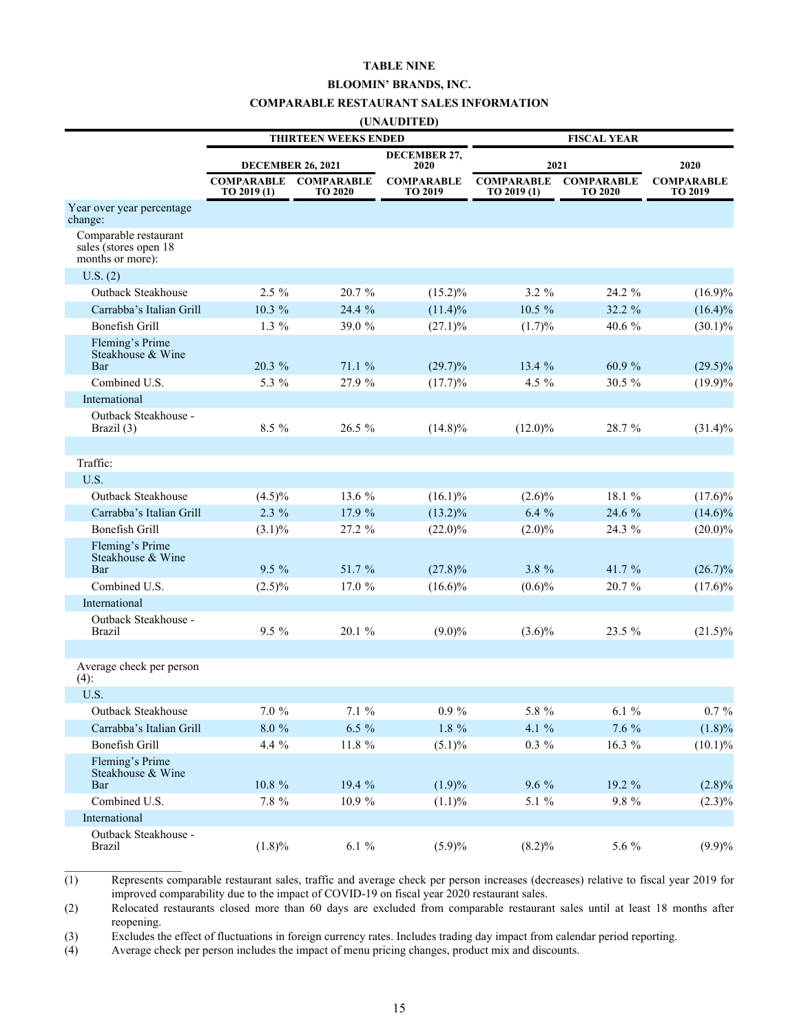**TABLE NINE**

**BLOOMIN' BRANDS, INC.**

**COMPARABLE RESTAURANT SALES INFORMATION**

**(UNAUDITED)**

| | THIRTEEN WEEKS ENDED | | | FISCAL YEAR | | |
|---|---|---|---|---|---|---|
| | DECEMBER 26, 2021 | | DECEMBER 27, 2020 | 2021 | | 2020 |
| | COMPARABLE TO 2019 (1) | COMPARABLE TO 2020 | COMPARABLE TO 2019 | COMPARABLE TO 2019 (1) | COMPARABLE TO 2020 | COMPARABLE TO 2019 |
| Year over year percentage change: | | | | | | |
| Comparable restaurant sales (stores open 18 months or more): | | | | | | |
| U.S. (2) | | | | | | |
| Outback Steakhouse | 2.5 % | 20.7 % | (15.2)% | 3.2 % | 24.2 % | (16.9)% |
| Carrabba's Italian Grill | 10.3 % | 24.4 % | (11.4)% | 10.5 % | 32.2 % | (16.4)% |
| Bonefish Grill | 1.3 % | 39.0 % | (27.1)% | (1.7)% | 40.6 % | (30.1)% |
| Fleming's Prime Steakhouse & Wine Bar | 20.3 % | 71.1 % | (29.7)% | 13.4 % | 60.9 % | (29.5)% |
| Combined U.S. | 5.3 % | 27.9 % | (17.7)% | 4.5 % | 30.5 % | (19.9)% |
| International | | | | | | |
| Outback Steakhouse - Brazil (3) | 8.5 % | 26.5 % | (14.8)% | (12.0)% | 28.7 % | (31.4)% |
| | | | | | | |
| Traffic: | | | | | | |
| U.S. | | | | | | |
| Outback Steakhouse | (4.5)% | 13.6 % | (16.1)% | (2.6)% | 18.1 % | (17.6)% |
| Carrabba's Italian Grill | 2.3 % | 17.9 % | (13.2)% | 6.4 % | 24.6 % | (14.6)% |
| Bonefish Grill | (3.1)% | 27.2 % | (22.0)% | (2.0)% | 24.3 % | (20.0)% |
| Fleming's Prime Steakhouse & Wine Bar | 9.5 % | 51.7 % | (27.8)% | 3.8 % | 41.7 % | (26.7)% |
| Combined U.S. | (2.5)% | 17.0 % | (16.6)% | (0.6)% | 20.7 % | (17.6)% |
| International | | | | | | |
| Outback Steakhouse - Brazil | 9.5 % | 20.1 % | (9.0)% | (3.6)% | 23.5 % | (21.5)% |
| | | | | | | |
| Average check per person (4): | | | | | | |
| U.S. | | | | | | |
| Outback Steakhouse | 7.0 % | 7.1 % | 0.9 % | 5.8 % | 6.1 % | 0.7 % |
| Carrabba's Italian Grill | 8.0 % | 6.5 % | 1.8 % | 4.1 % | 7.6 % | (1.8)% |
| Bonefish Grill | 4.4 % | 11.8 % | (5.1)% | 0.3 % | 16.3 % | (10.1)% |
| Fleming's Prime Steakhouse & Wine Bar | 10.8 % | 19.4 % | (1.9)% | 9.6 % | 19.2 % | (2.8)% |
| Combined U.S. | 7.8 % | 10.9 % | (1.1)% | 5.1 % | 9.8 % | (2.3)% |
| International | | | | | | |
| Outback Steakhouse - Brazil | (1.8)% | 6.1 % | (5.9)% | (8.2)% | 5.6 % | (9.9)% |

(1) Represents comparable restaurant sales, traffic and average check per person increases (decreases) relative to fiscal year 2019 for improved comparability due to the impact of COVID-19 on fiscal year 2020 restaurant sales.

(2) Relocated restaurants closed more than 60 days are excluded from comparable restaurant sales until at least 18 months after reopening.

(3) Excludes the effect of fluctuations in foreign currency rates. Includes trading day impact from calendar period reporting.

(4) Average check per person includes the impact of menu pricing changes, product mix and discounts.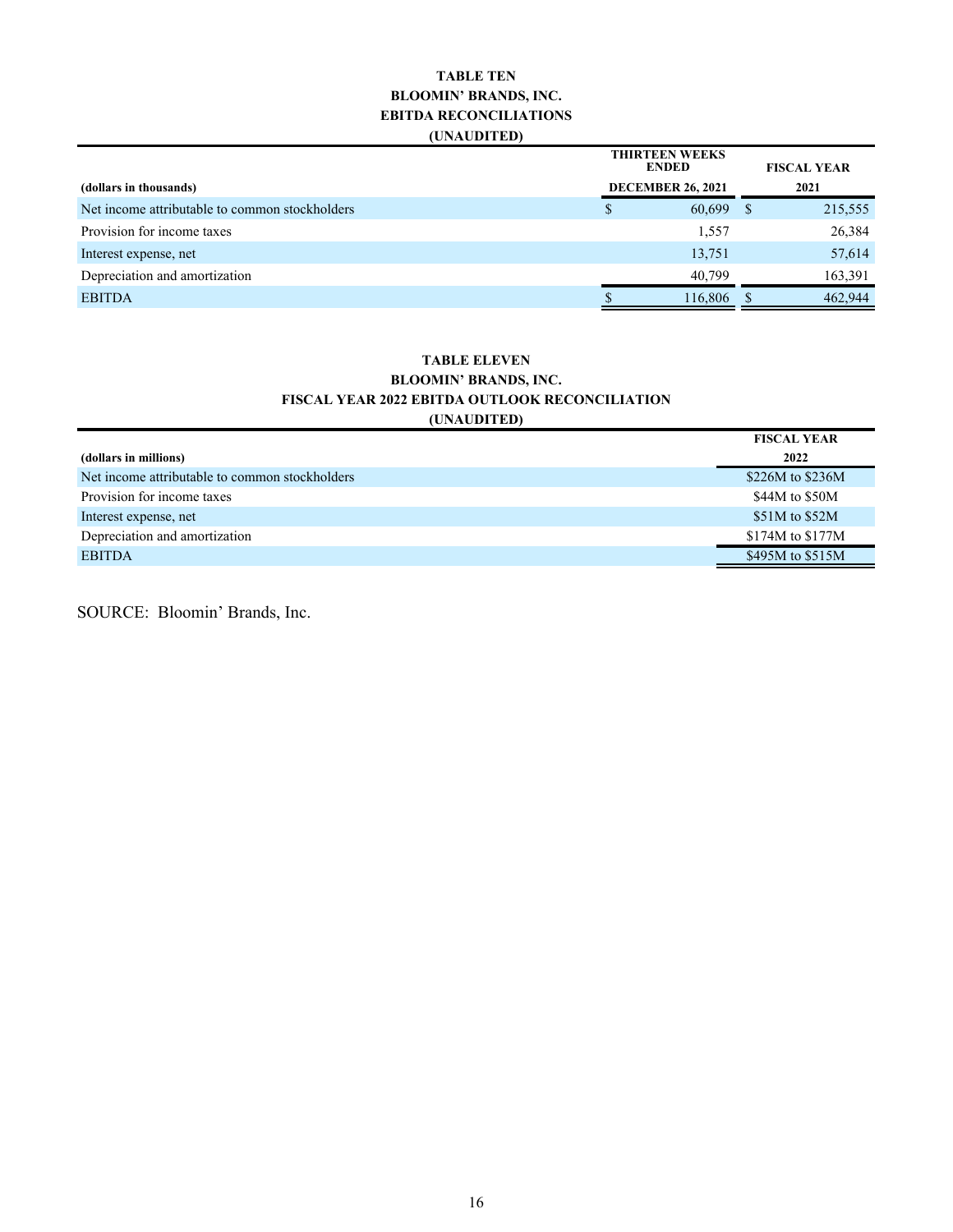**TABLE TEN**
**BLOOMIN' BRANDS, INC.**
**EBITDA RECONCILIATIONS**
**(UNAUDITED)**

| (dollars in thousands) | THIRTEEN WEEKS ENDED DECEMBER 26, 2021 | FISCAL YEAR 2021 |
|---|---|---|
| Net income attributable to common stockholders | $ 60,699 | $ 215,555 |
| Provision for income taxes | 1,557 | 26,384 |
| Interest expense, net | 13,751 | 57,614 |
| Depreciation and amortization | 40,799 | 163,391 |
| EBITDA | $ 116,806 | $ 462,944 |

**TABLE ELEVEN**
**BLOOMIN' BRANDS, INC.**
**FISCAL YEAR 2022 EBITDA OUTLOOK RECONCILIATION**
**(UNAUDITED)**

| (dollars in millions) | FISCAL YEAR 2022 |
|---|---|
| Net income attributable to common stockholders | $226M to $236M |
| Provision for income taxes | $44M to $50M |
| Interest expense, net | $51M to $52M |
| Depreciation and amortization | $174M to $177M |
| EBITDA | $495M to $515M |

SOURCE: Bloomin' Brands, Inc.